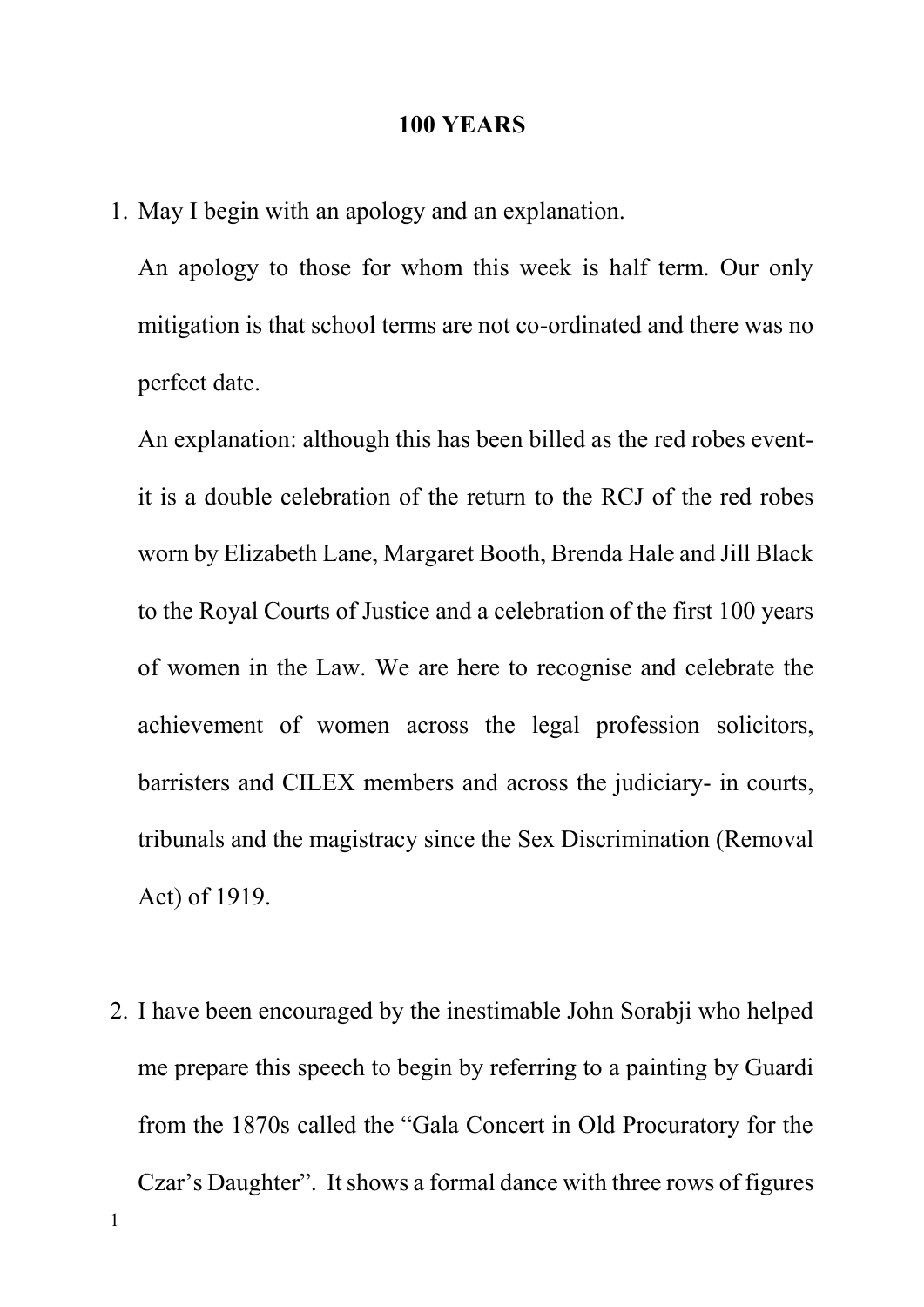**100 YEARS**

1. May I begin with an apology and an explanation.

   An apology to those for whom this week is half term. Our only mitigation is that school terms are not co-ordinated and there was no perfect date.

   An explanation: although this has been billed as the red robes event- it is a double celebration of the return to the RCJ of the red robes worn by Elizabeth Lane, Margaret Booth, Brenda Hale and Jill Black to the Royal Courts of Justice and a celebration of the first 100 years of women in the Law. We are here to recognise and celebrate the achievement of women across the legal profession solicitors, barristers and CILEX members and across the judiciary- in courts, tribunals and the magistracy since the Sex Discrimination (Removal Act) of 1919.

2. I have been encouraged by the inestimable John Sorabji who helped me prepare this speech to begin by referring to a painting by Guardi from the 1870s called the "Gala Concert in Old Procuratory for the Czar's Daughter". It shows a formal dance with three rows of figures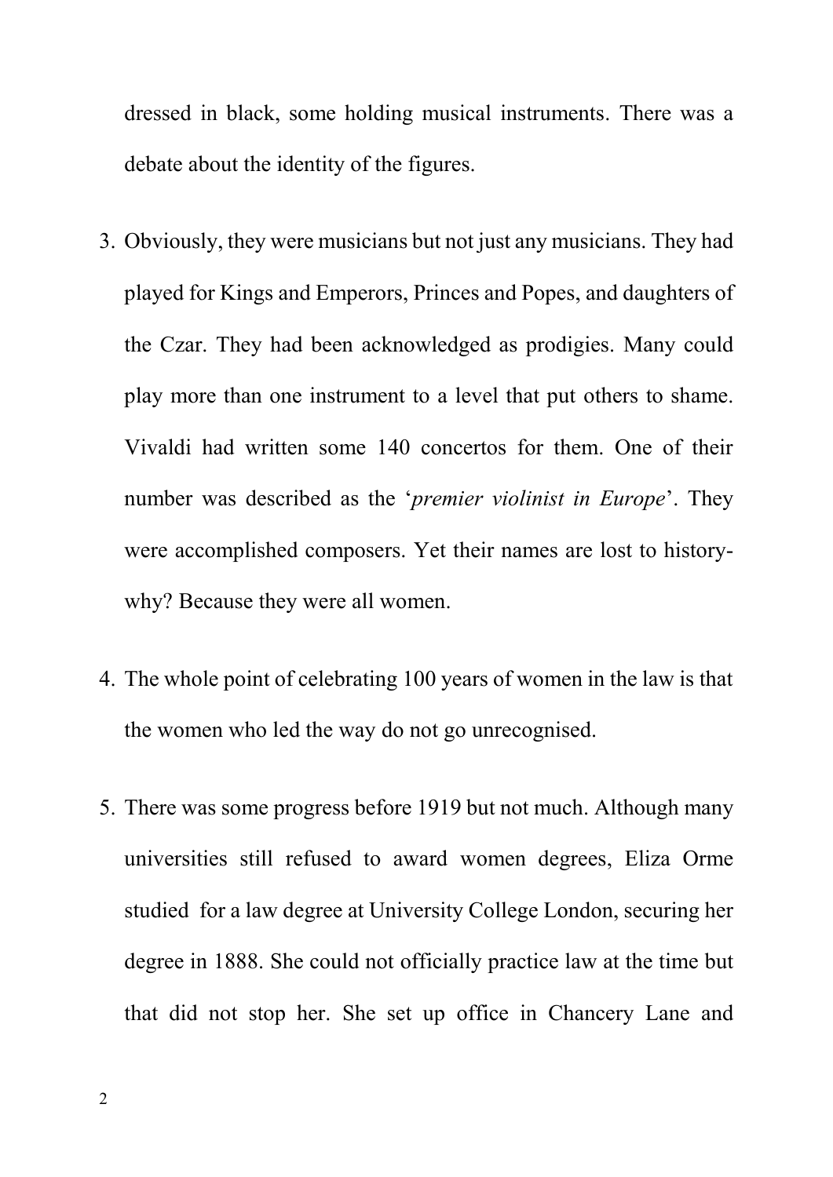dressed in black, some holding musical instruments. There was a debate about the identity of the figures.

3. Obviously, they were musicians but not just any musicians. They had played for Kings and Emperors, Princes and Popes, and daughters of the Czar. They had been acknowledged as prodigies. Many could play more than one instrument to a level that put others to shame. Vivaldi had written some 140 concertos for them. One of their number was described as the '*premier violinist in Europe*'. They were accomplished composers. Yet their names are lost to history- why? Because they were all women.

4. The whole point of celebrating 100 years of women in the law is that the women who led the way do not go unrecognised.

5. There was some progress before 1919 but not much. Although many universities still refused to award women degrees, Eliza Orme studied for a law degree at University College London, securing her degree in 1888. She could not officially practice law at the time but that did not stop her. She set up office in Chancery Lane and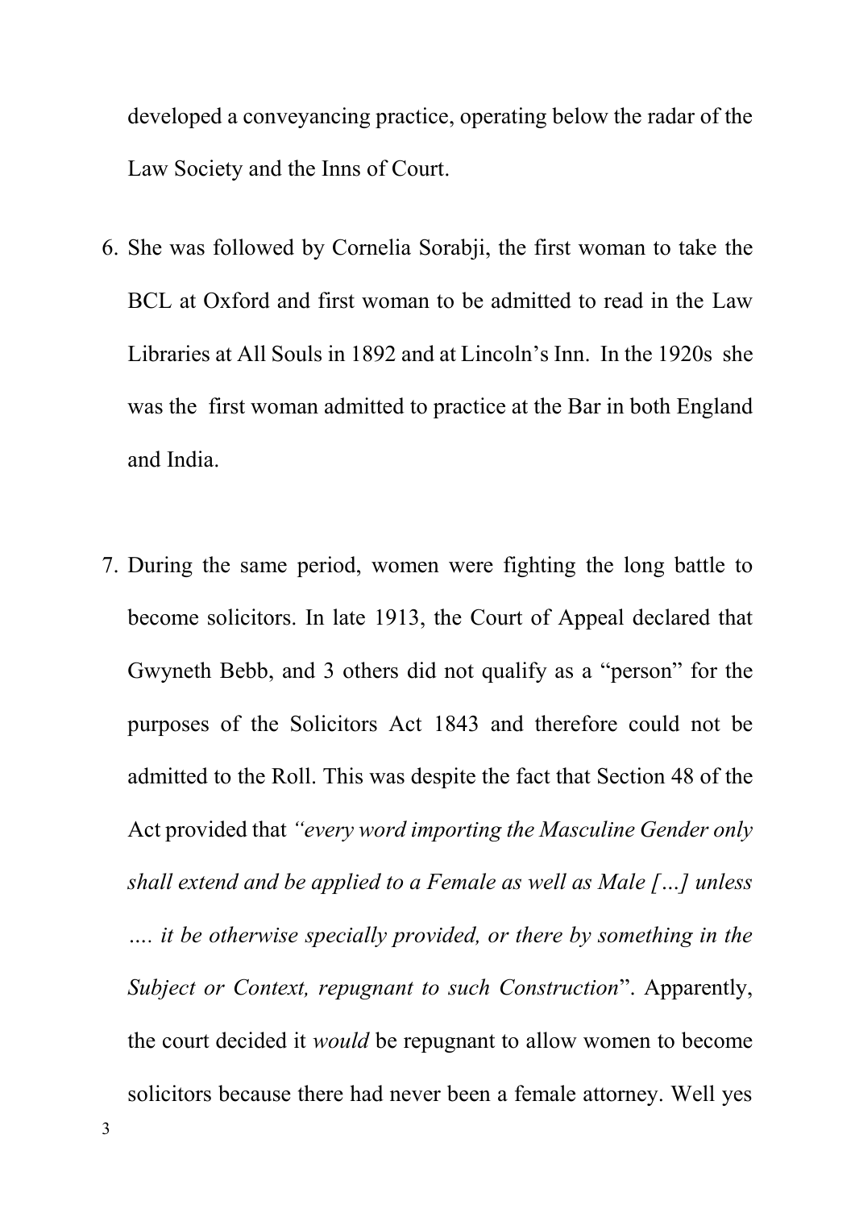developed a conveyancing practice, operating below the radar of the Law Society and the Inns of Court.

6. She was followed by Cornelia Sorabji, the first woman to take the BCL at Oxford and first woman to be admitted to read in the Law Libraries at All Souls in 1892 and at Lincoln's Inn. In the 1920s she was the first woman admitted to practice at the Bar in both England and India.

7. During the same period, women were fighting the long battle to become solicitors. In late 1913, the Court of Appeal declared that Gwyneth Bebb, and 3 others did not qualify as a "person" for the purposes of the Solicitors Act 1843 and therefore could not be admitted to the Roll. This was despite the fact that Section 48 of the Act provided that *"every word importing the Masculine Gender only shall extend and be applied to a Female as well as Male […] unless …. it be otherwise specially provided, or there by something in the Subject or Context, repugnant to such Construction*". Apparently, the court decided it *would* be repugnant to allow women to become solicitors because there had never been a female attorney. Well yes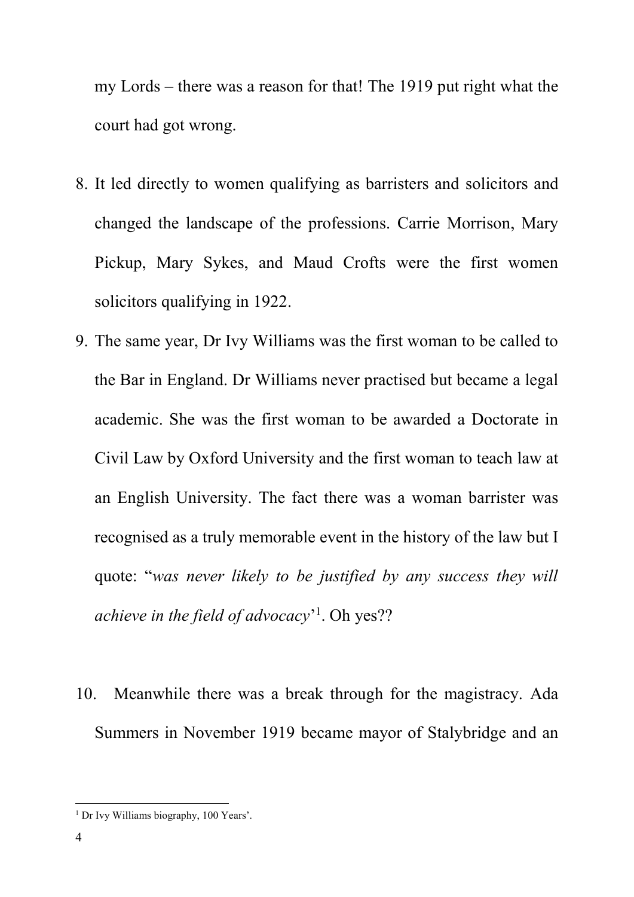my Lords – there was a reason for that! The 1919 put right what the court had got wrong.

8. It led directly to women qualifying as barristers and solicitors and changed the landscape of the professions. Carrie Morrison, Mary Pickup, Mary Sykes, and Maud Crofts were the first women solicitors qualifying in 1922.
9. The same year, Dr Ivy Williams was the first woman to be called to the Bar in England. Dr Williams never practised but became a legal academic. She was the first woman to be awarded a Doctorate in Civil Law by Oxford University and the first woman to teach law at an English University. The fact there was a woman barrister was recognised as a truly memorable event in the history of the law but I quote: "*was never likely to be justified by any success they will achieve in the field of advocacy*'[1]. Oh yes??

10. Meanwhile there was a break through for the magistracy. Ada Summers in November 1919 became mayor of Stalybridge and an

[1] Dr Ivy Williams biography, 100 Years'.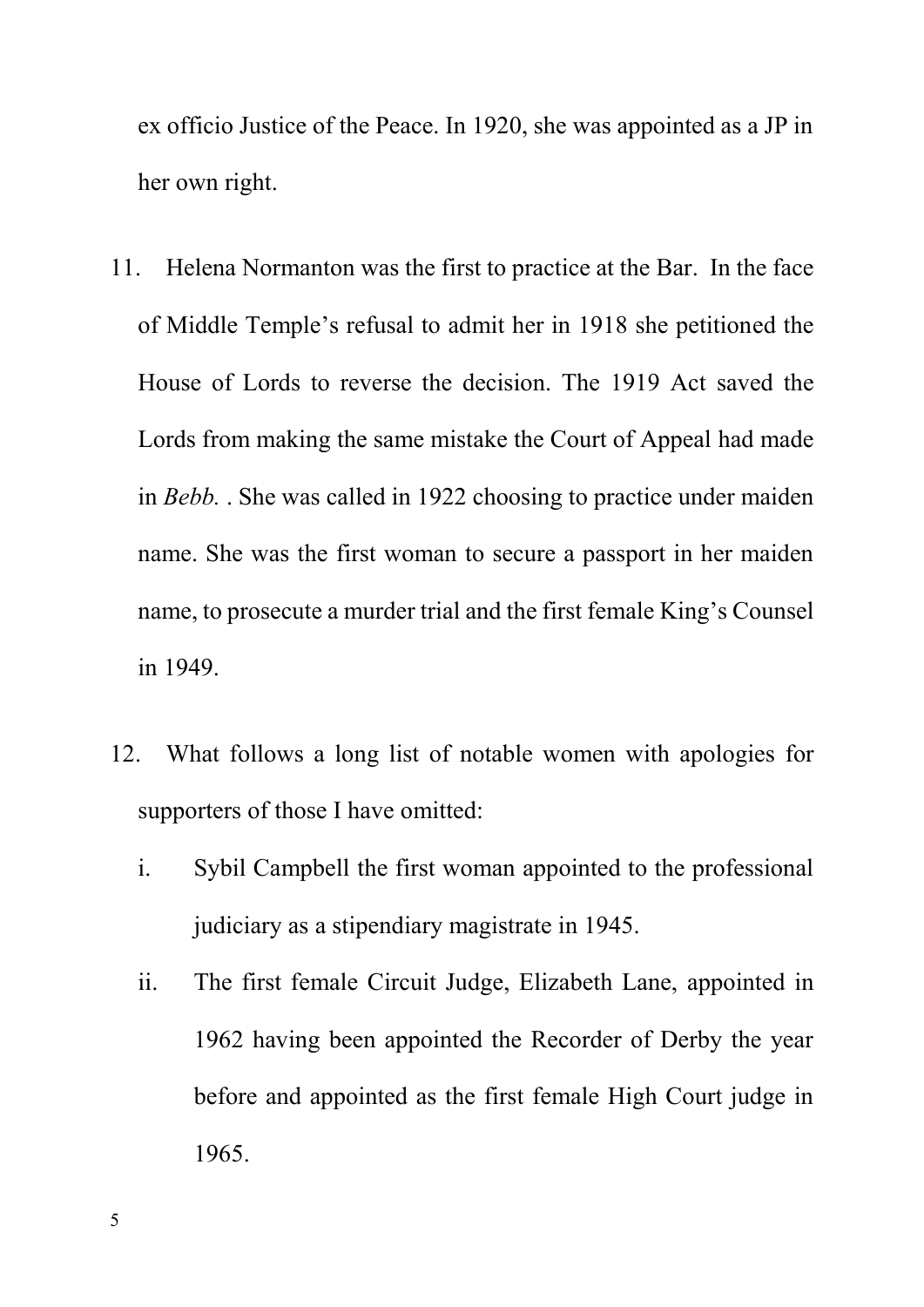ex officio Justice of the Peace. In 1920, she was appointed as a JP in her own right.

11. Helena Normanton was the first to practice at the Bar. In the face of Middle Temple's refusal to admit her in 1918 she petitioned the House of Lords to reverse the decision. The 1919 Act saved the Lords from making the same mistake the Court of Appeal had made in *Bebb.* . She was called in 1922 choosing to practice under maiden name. She was the first woman to secure a passport in her maiden name, to prosecute a murder trial and the first female King's Counsel in 1949.

12. What follows a long list of notable women with apologies for supporters of those I have omitted:

    i. Sybil Campbell the first woman appointed to the professional judiciary as a stipendiary magistrate in 1945.

    ii. The first female Circuit Judge, Elizabeth Lane, appointed in 1962 having been appointed the Recorder of Derby the year before and appointed as the first female High Court judge in 1965.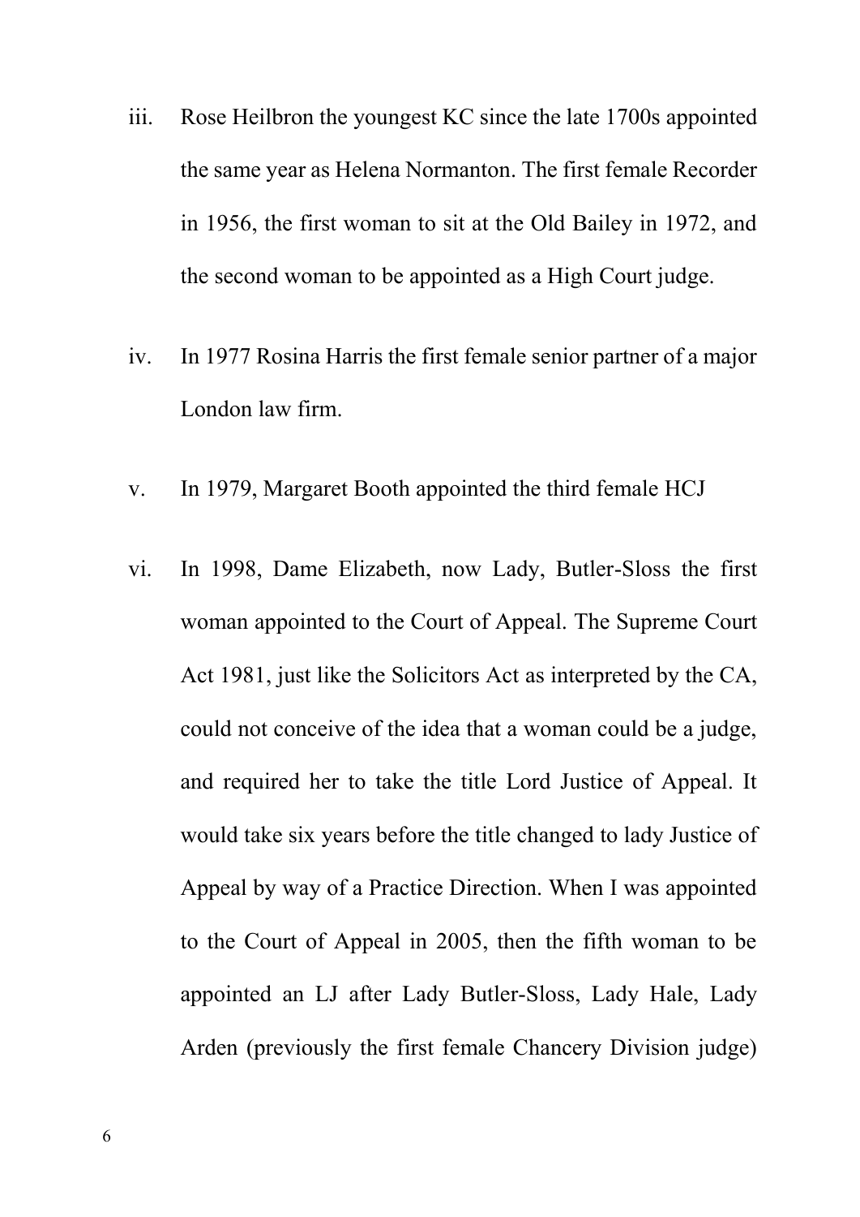iii. Rose Heilbron the youngest KC since the late 1700s appointed the same year as Helena Normanton. The first female Recorder in 1956, the first woman to sit at the Old Bailey in 1972, and the second woman to be appointed as a High Court judge.

iv. In 1977 Rosina Harris the first female senior partner of a major London law firm.

v. In 1979, Margaret Booth appointed the third female HCJ

vi. In 1998, Dame Elizabeth, now Lady, Butler-Sloss the first woman appointed to the Court of Appeal. The Supreme Court Act 1981, just like the Solicitors Act as interpreted by the CA, could not conceive of the idea that a woman could be a judge, and required her to take the title Lord Justice of Appeal. It would take six years before the title changed to lady Justice of Appeal by way of a Practice Direction. When I was appointed to the Court of Appeal in 2005, then the fifth woman to be appointed an LJ after Lady Butler-Sloss, Lady Hale, Lady Arden (previously the first female Chancery Division judge)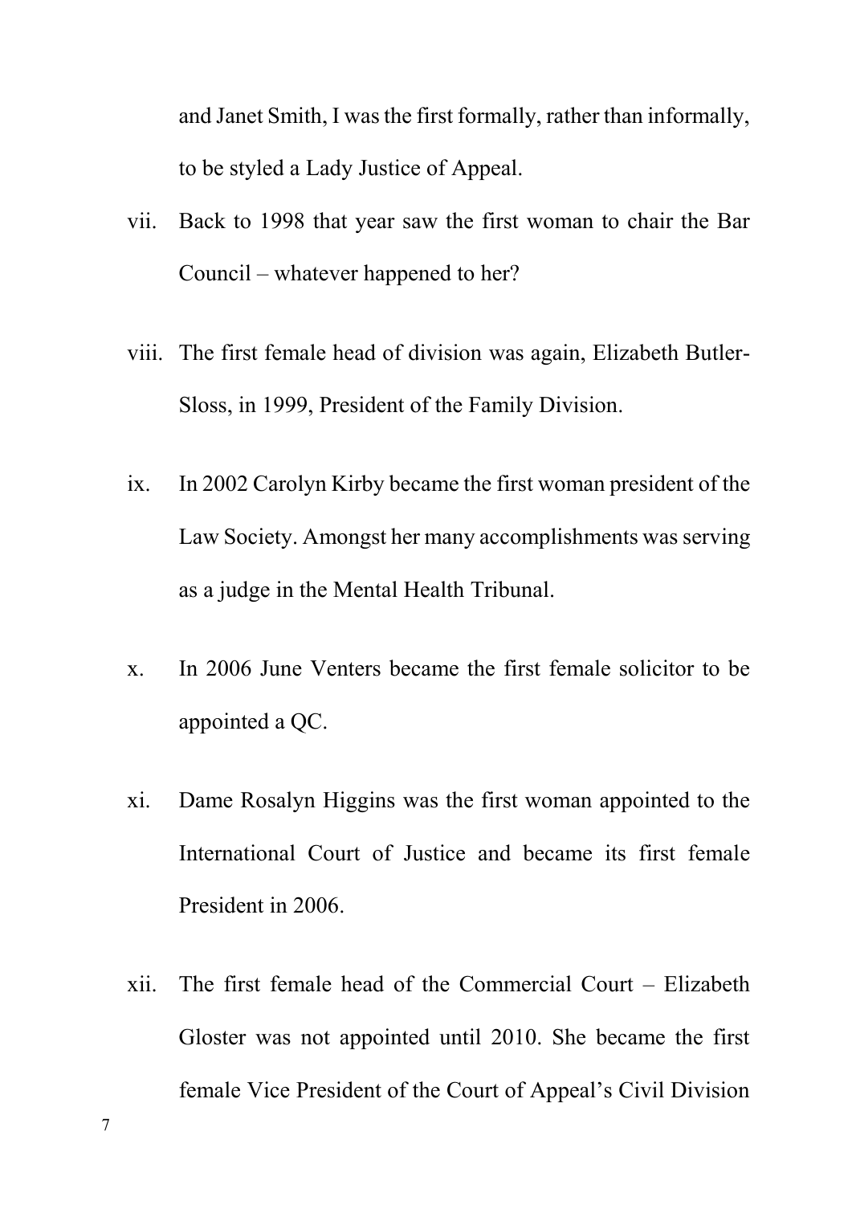and Janet Smith, I was the first formally, rather than informally, to be styled a Lady Justice of Appeal.

vii. Back to 1998 that year saw the first woman to chair the Bar Council – whatever happened to her?

viii. The first female head of division was again, Elizabeth Butler-Sloss, in 1999, President of the Family Division.

ix. In 2002 Carolyn Kirby became the first woman president of the Law Society. Amongst her many accomplishments was serving as a judge in the Mental Health Tribunal.

x. In 2006 June Venters became the first female solicitor to be appointed a QC.

xi. Dame Rosalyn Higgins was the first woman appointed to the International Court of Justice and became its first female President in 2006.

xii. The first female head of the Commercial Court – Elizabeth Gloster was not appointed until 2010. She became the first female Vice President of the Court of Appeal's Civil Division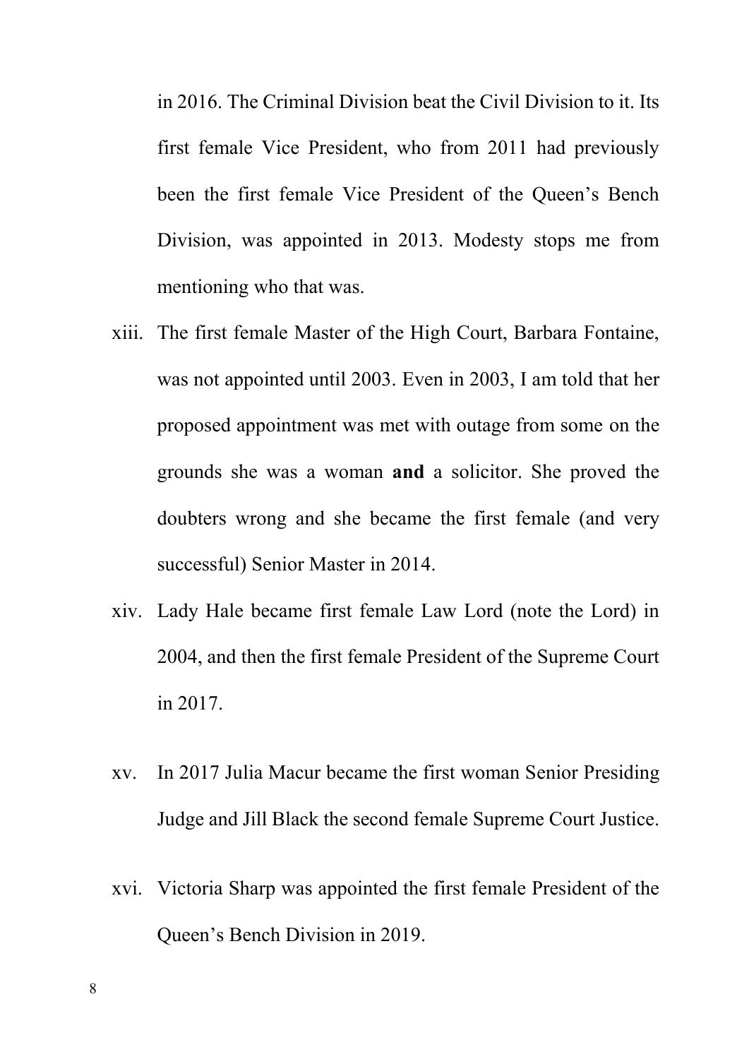in 2016. The Criminal Division beat the Civil Division to it. Its first female Vice President, who from 2011 had previously been the first female Vice President of the Queen's Bench Division, was appointed in 2013. Modesty stops me from mentioning who that was.

xiii. The first female Master of the High Court, Barbara Fontaine, was not appointed until 2003. Even in 2003, I am told that her proposed appointment was met with outage from some on the grounds she was a woman **and** a solicitor. She proved the doubters wrong and she became the first female (and very successful) Senior Master in 2014.

xiv. Lady Hale became first female Law Lord (note the Lord) in 2004, and then the first female President of the Supreme Court in 2017.

xv. In 2017 Julia Macur became the first woman Senior Presiding Judge and Jill Black the second female Supreme Court Justice.

xvi. Victoria Sharp was appointed the first female President of the Queen's Bench Division in 2019.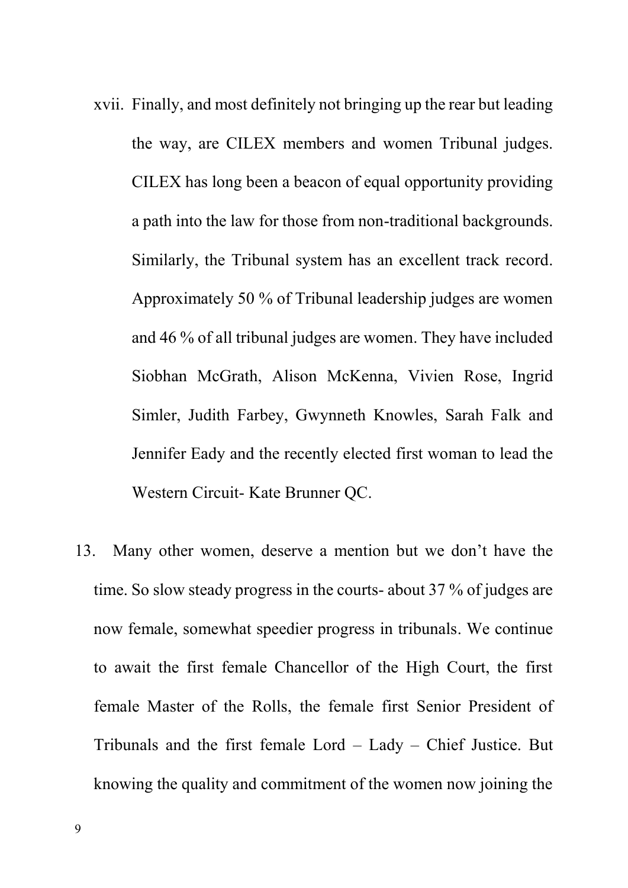xvii. Finally, and most definitely not bringing up the rear but leading the way, are CILEX members and women Tribunal judges. CILEX has long been a beacon of equal opportunity providing a path into the law for those from non-traditional backgrounds. Similarly, the Tribunal system has an excellent track record. Approximately 50 % of Tribunal leadership judges are women and 46 % of all tribunal judges are women. They have included Siobhan McGrath, Alison McKenna, Vivien Rose, Ingrid Simler, Judith Farbey, Gwynneth Knowles, Sarah Falk and Jennifer Eady and the recently elected first woman to lead the Western Circuit- Kate Brunner QC.

13. Many other women, deserve a mention but we don't have the time. So slow steady progress in the courts- about 37 % of judges are now female, somewhat speedier progress in tribunals. We continue to await the first female Chancellor of the High Court, the first female Master of the Rolls, the female first Senior President of Tribunals and the first female Lord – Lady – Chief Justice. But knowing the quality and commitment of the women now joining the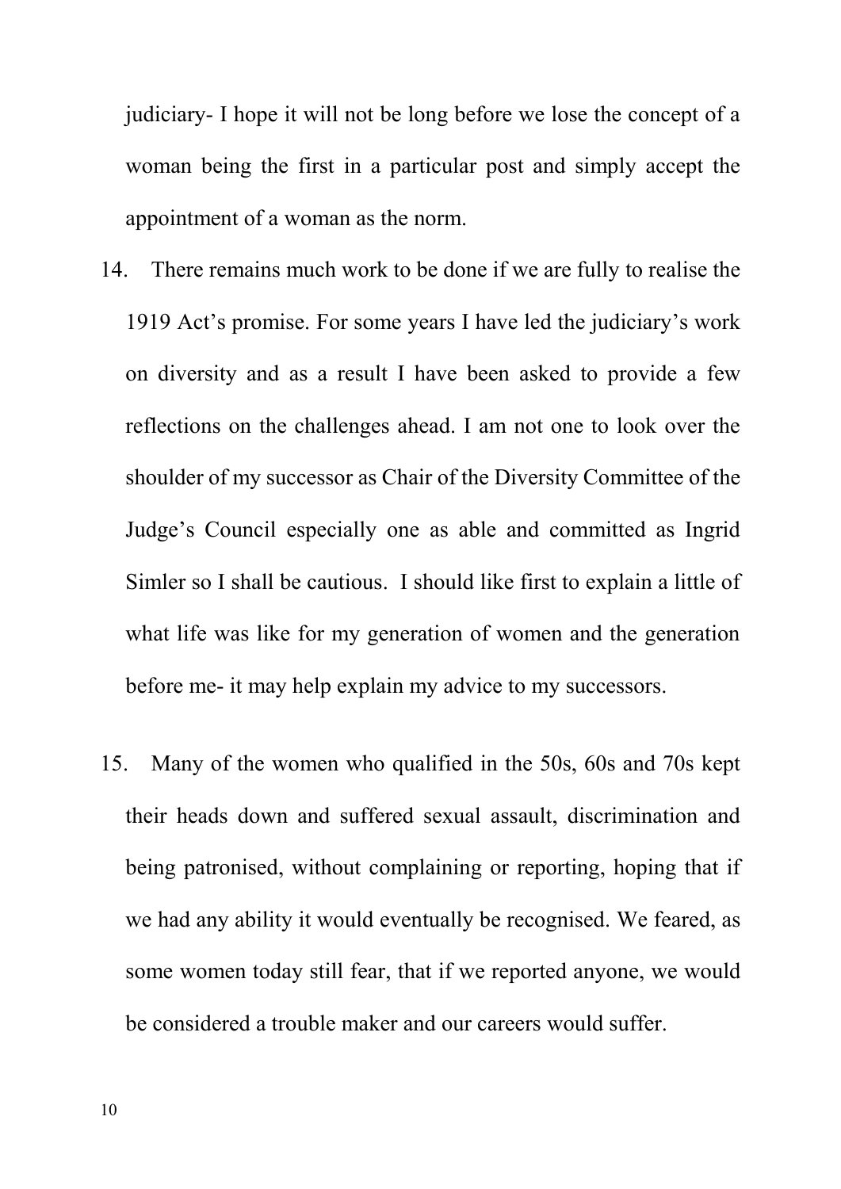judiciary- I hope it will not be long before we lose the concept of a woman being the first in a particular post and simply accept the appointment of a woman as the norm.

14. There remains much work to be done if we are fully to realise the 1919 Act's promise. For some years I have led the judiciary's work on diversity and as a result I have been asked to provide a few reflections on the challenges ahead. I am not one to look over the shoulder of my successor as Chair of the Diversity Committee of the Judge's Council especially one as able and committed as Ingrid Simler so I shall be cautious. I should like first to explain a little of what life was like for my generation of women and the generation before me- it may help explain my advice to my successors.

15. Many of the women who qualified in the 50s, 60s and 70s kept their heads down and suffered sexual assault, discrimination and being patronised, without complaining or reporting, hoping that if we had any ability it would eventually be recognised. We feared, as some women today still fear, that if we reported anyone, we would be considered a trouble maker and our careers would suffer.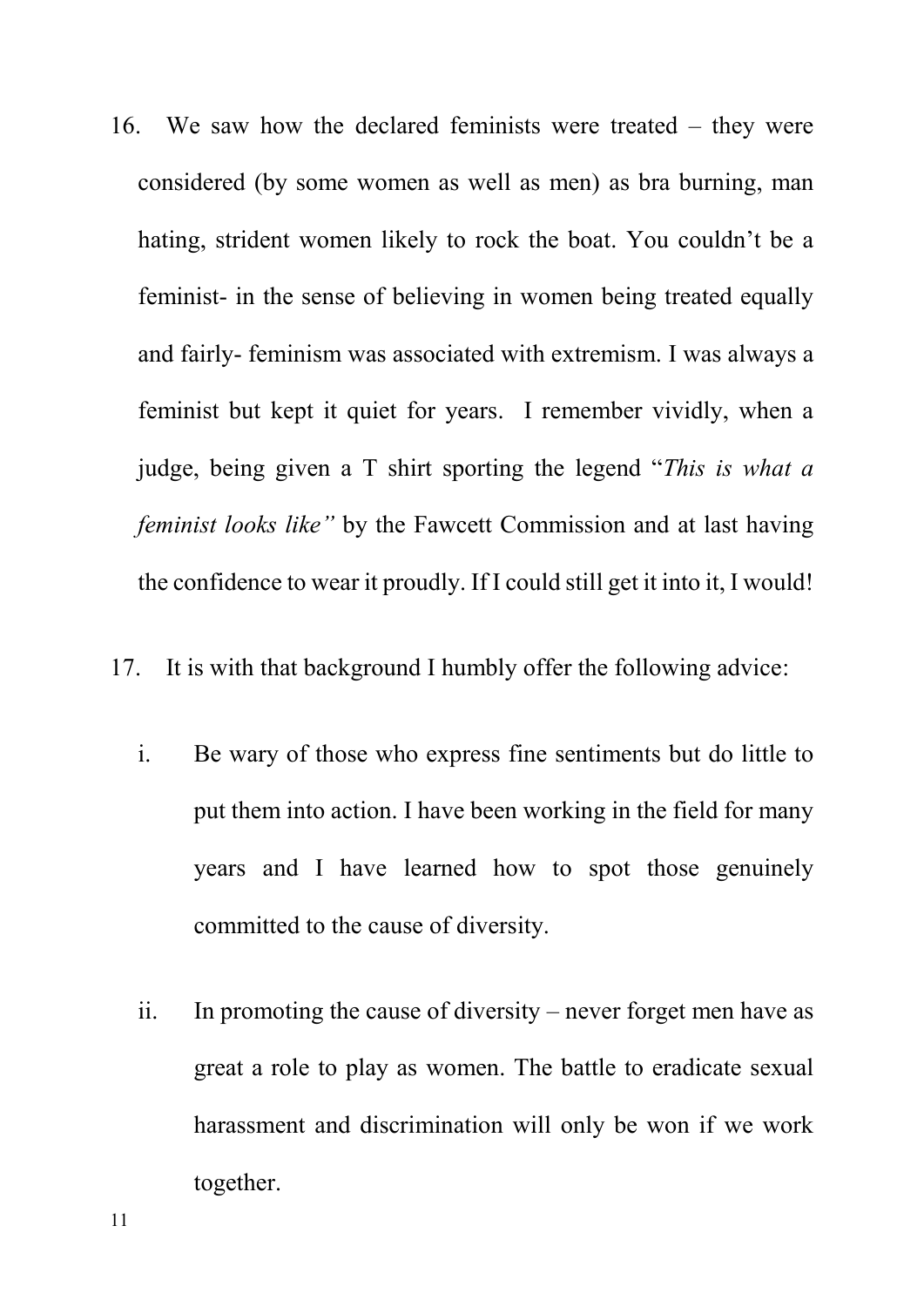16. We saw how the declared feminists were treated – they were considered (by some women as well as men) as bra burning, man hating, strident women likely to rock the boat. You couldn't be a feminist- in the sense of believing in women being treated equally and fairly- feminism was associated with extremism. I was always a feminist but kept it quiet for years. I remember vividly, when a judge, being given a T shirt sporting the legend "*This is what a feminist looks like"* by the Fawcett Commission and at last having the confidence to wear it proudly. If I could still get it into it, I would!

17. It is with that background I humbly offer the following advice:

    i. Be wary of those who express fine sentiments but do little to put them into action. I have been working in the field for many years and I have learned how to spot those genuinely committed to the cause of diversity.

    ii. In promoting the cause of diversity – never forget men have as great a role to play as women. The battle to eradicate sexual harassment and discrimination will only be won if we work together.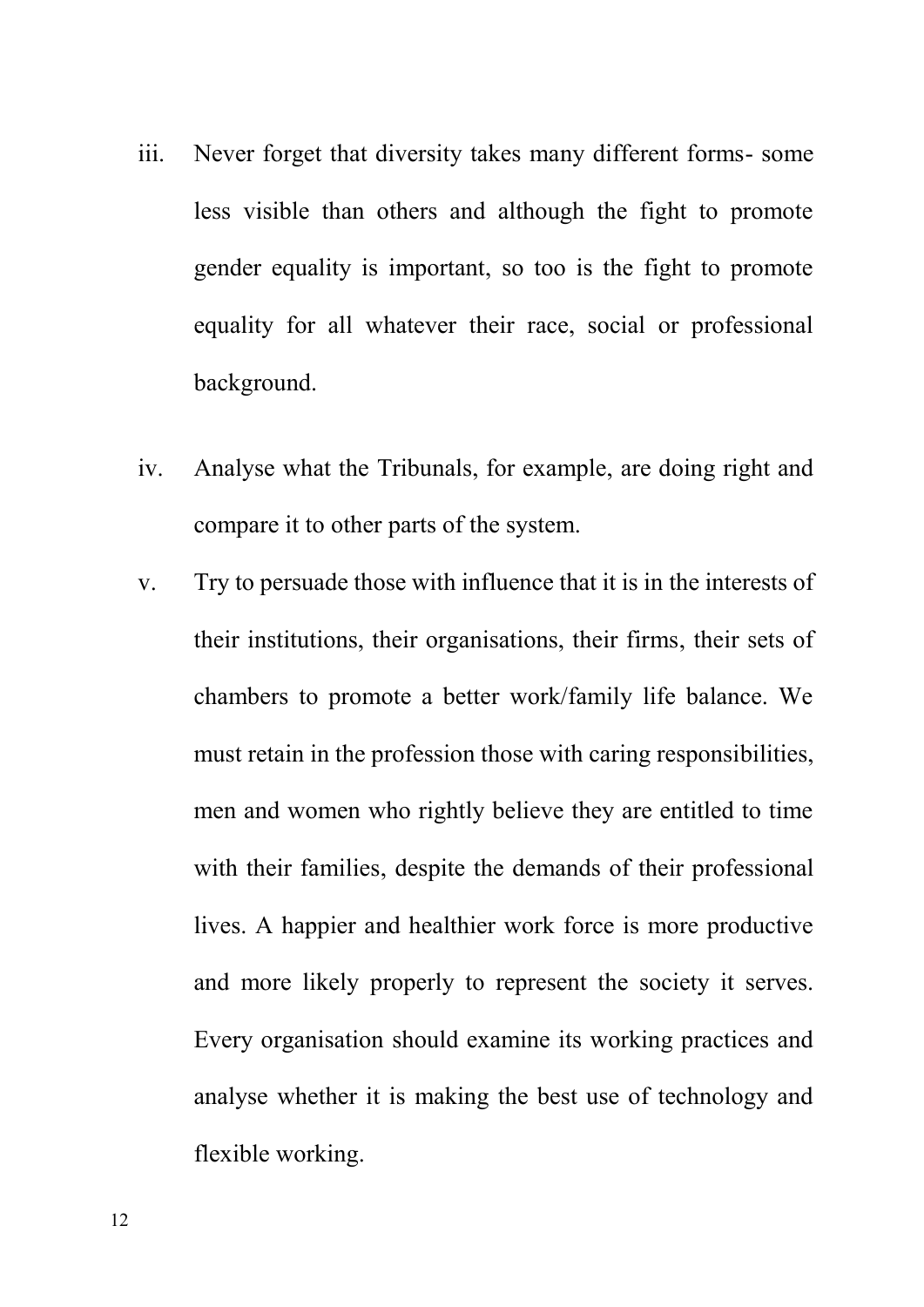iii. Never forget that diversity takes many different forms- some less visible than others and although the fight to promote gender equality is important, so too is the fight to promote equality for all whatever their race, social or professional background.

iv. Analyse what the Tribunals, for example, are doing right and compare it to other parts of the system.

v. Try to persuade those with influence that it is in the interests of their institutions, their organisations, their firms, their sets of chambers to promote a better work/family life balance. We must retain in the profession those with caring responsibilities, men and women who rightly believe they are entitled to time with their families, despite the demands of their professional lives. A happier and healthier work force is more productive and more likely properly to represent the society it serves. Every organisation should examine its working practices and analyse whether it is making the best use of technology and flexible working.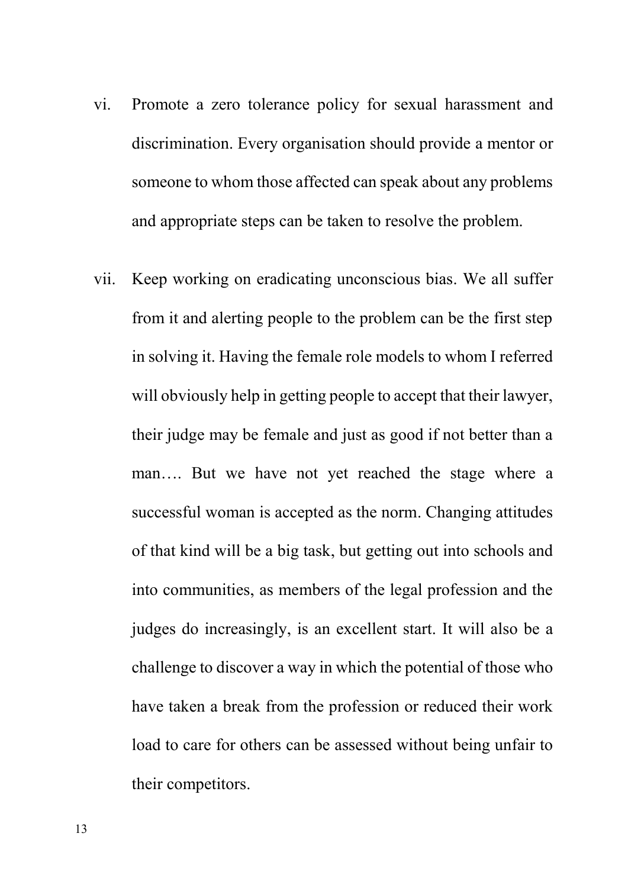vi. Promote a zero tolerance policy for sexual harassment and discrimination. Every organisation should provide a mentor or someone to whom those affected can speak about any problems and appropriate steps can be taken to resolve the problem.

vii. Keep working on eradicating unconscious bias. We all suffer from it and alerting people to the problem can be the first step in solving it. Having the female role models to whom I referred will obviously help in getting people to accept that their lawyer, their judge may be female and just as good if not better than a man…. But we have not yet reached the stage where a successful woman is accepted as the norm. Changing attitudes of that kind will be a big task, but getting out into schools and into communities, as members of the legal profession and the judges do increasingly, is an excellent start. It will also be a challenge to discover a way in which the potential of those who have taken a break from the profession or reduced their work load to care for others can be assessed without being unfair to their competitors.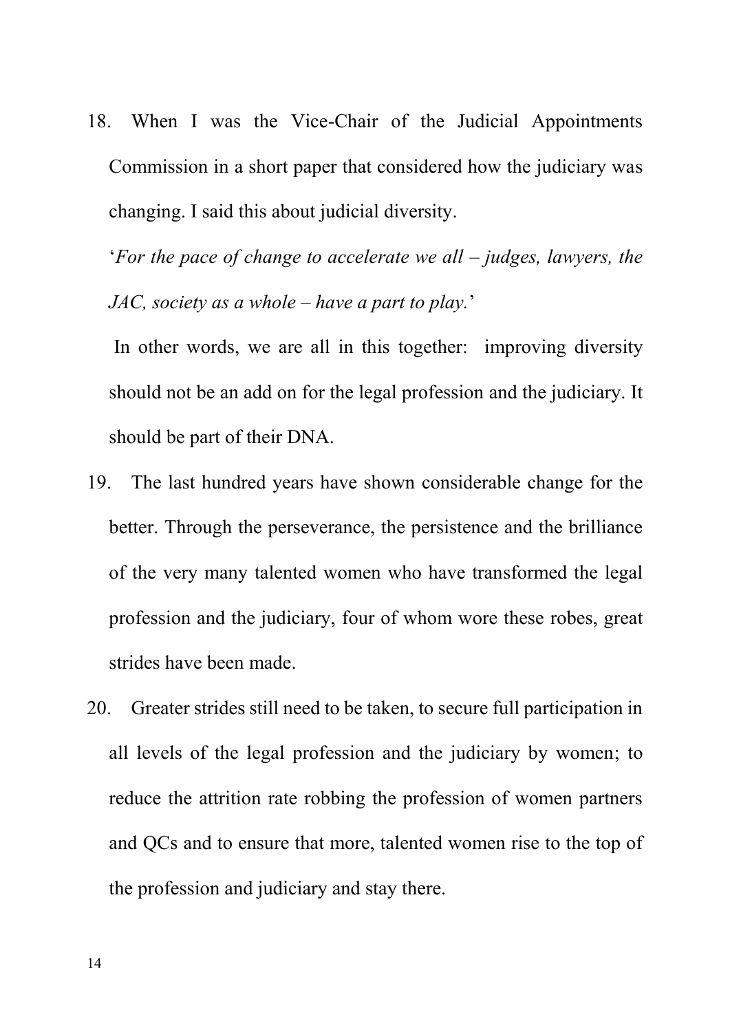18. When I was the Vice-Chair of the Judicial Appointments Commission in a short paper that considered how the judiciary was changing. I said this about judicial diversity.

   '*For the pace of change to accelerate we all – judges, lawyers, the JAC, society as a whole – have a part to play.*'

   In other words, we are all in this together: improving diversity should not be an add on for the legal profession and the judiciary. It should be part of their DNA.

19. The last hundred years have shown considerable change for the better. Through the perseverance, the persistence and the brilliance of the very many talented women who have transformed the legal profession and the judiciary, four of whom wore these robes, great strides have been made.

20. Greater strides still need to be taken, to secure full participation in all levels of the legal profession and the judiciary by women; to reduce the attrition rate robbing the profession of women partners and QCs and to ensure that more, talented women rise to the top of the profession and judiciary and stay there.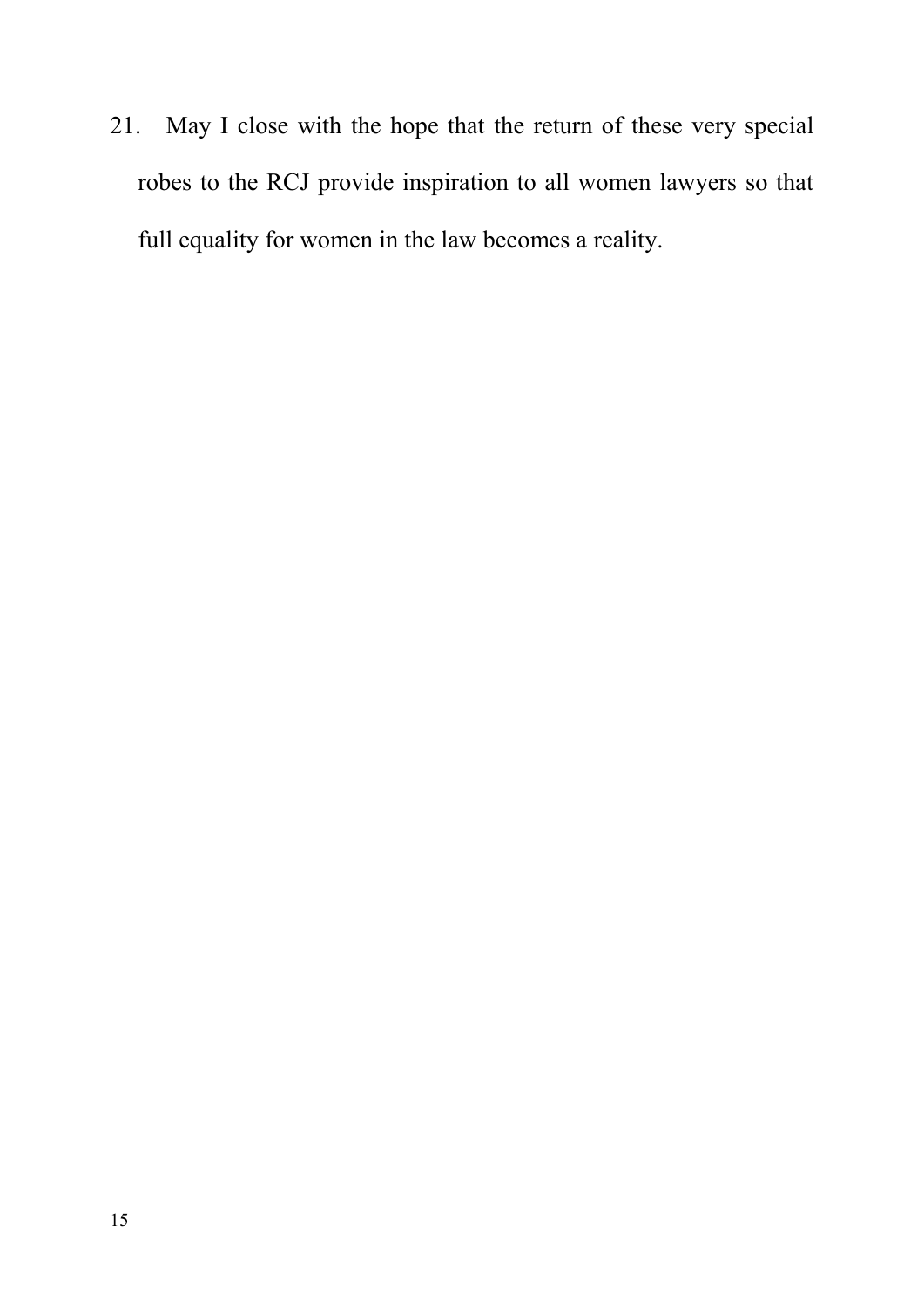21. May I close with the hope that the return of these very special robes to the RCJ provide inspiration to all women lawyers so that full equality for women in the law becomes a reality.